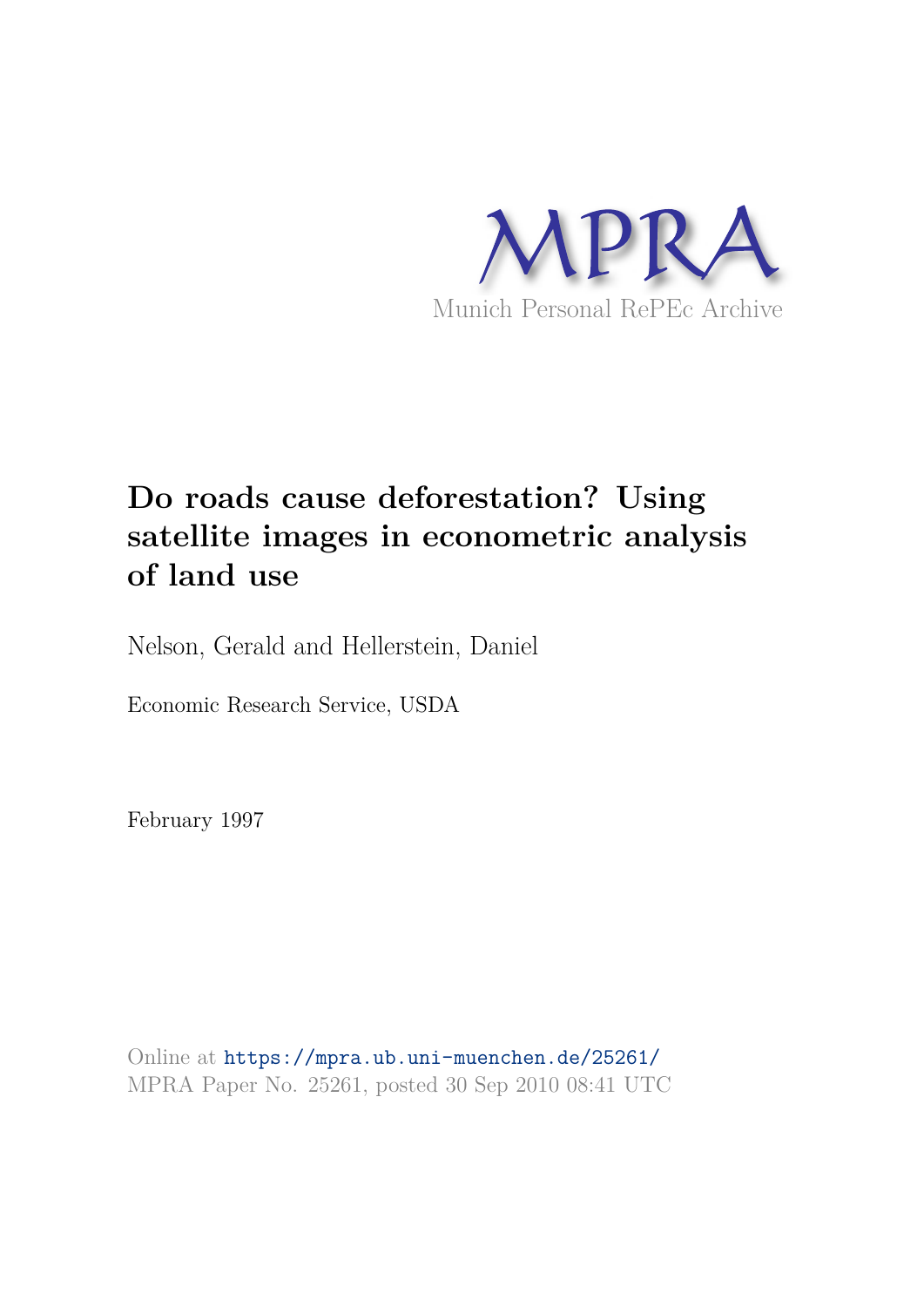MPRA

Munich Personal RePEc Archive

# Do roads cause deforestation? Using satellite images in econometric analysis of land use

Nelson, Gerald and Hellerstein, Daniel

Economic Research Service, USDA

February 1997

Online at https://mpra.ub.uni-muenchen.de/25261/
MPRA Paper No. 25261, posted 30 Sep 2010 08:41 UTC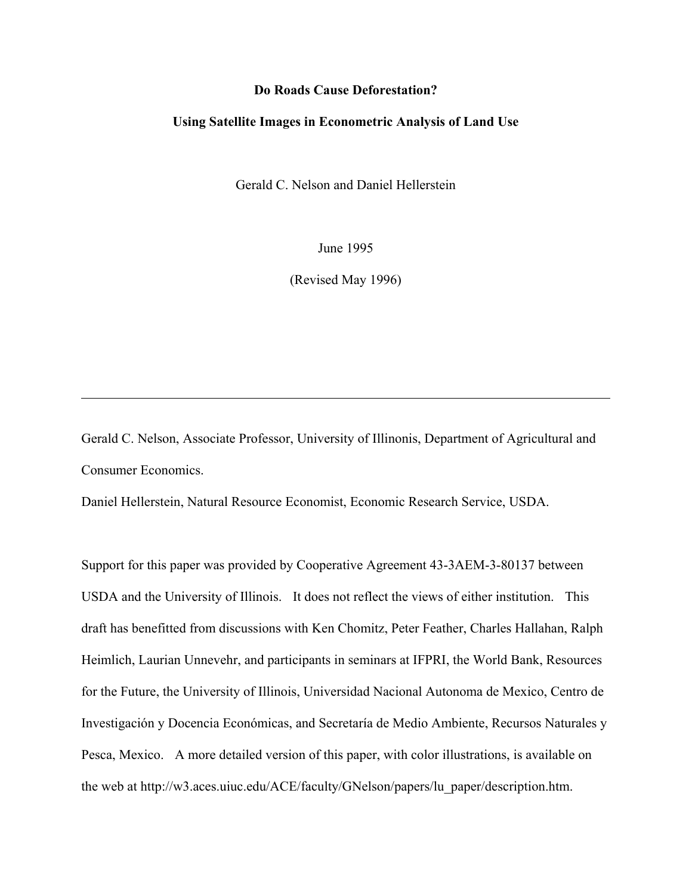**Do Roads Cause Deforestation?**

**Using Satellite Images in Econometric Analysis of Land Use**

Gerald C. Nelson and Daniel Hellerstein

June 1995

(Revised May 1996)

---

Gerald C. Nelson, Associate Professor, University of Illinonis, Department of Agricultural and Consumer Economics.

Daniel Hellerstein, Natural Resource Economist, Economic Research Service, USDA.

Support for this paper was provided by Cooperative Agreement 43-3AEM-3-80137 between USDA and the University of Illinois. It does not reflect the views of either institution. This draft has benefitted from discussions with Ken Chomitz, Peter Feather, Charles Hallahan, Ralph Heimlich, Laurian Unnevehr, and participants in seminars at IFPRI, the World Bank, Resources for the Future, the University of Illinois, Universidad Nacional Autonoma de Mexico, Centro de Investigación y Docencia Económicas, and Secretaría de Medio Ambiente, Recursos Naturales y Pesca, Mexico. A more detailed version of this paper, with color illustrations, is available on the web at http://w3.aces.uiuc.edu/ACE/faculty/GNelson/papers/lu_paper/description.htm.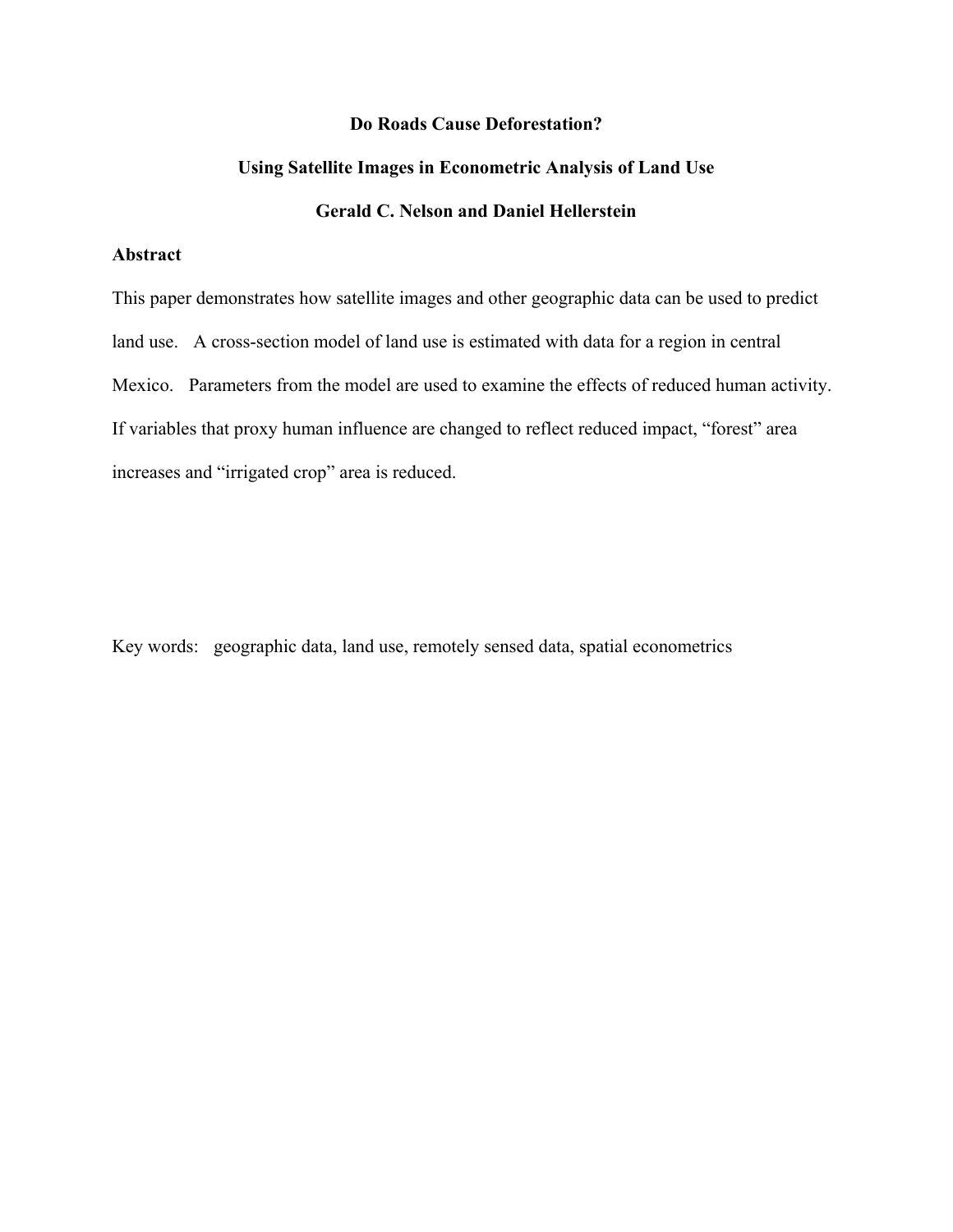# Do Roads Cause Deforestation?

## Using Satellite Images in Econometric Analysis of Land Use

**Gerald C. Nelson and Daniel Hellerstein**

### Abstract

This paper demonstrates how satellite images and other geographic data can be used to predict land use. A cross-section model of land use is estimated with data for a region in central Mexico. Parameters from the model are used to examine the effects of reduced human activity. If variables that proxy human influence are changed to reflect reduced impact, "forest" area increases and "irrigated crop" area is reduced.

Key words: geographic data, land use, remotely sensed data, spatial econometrics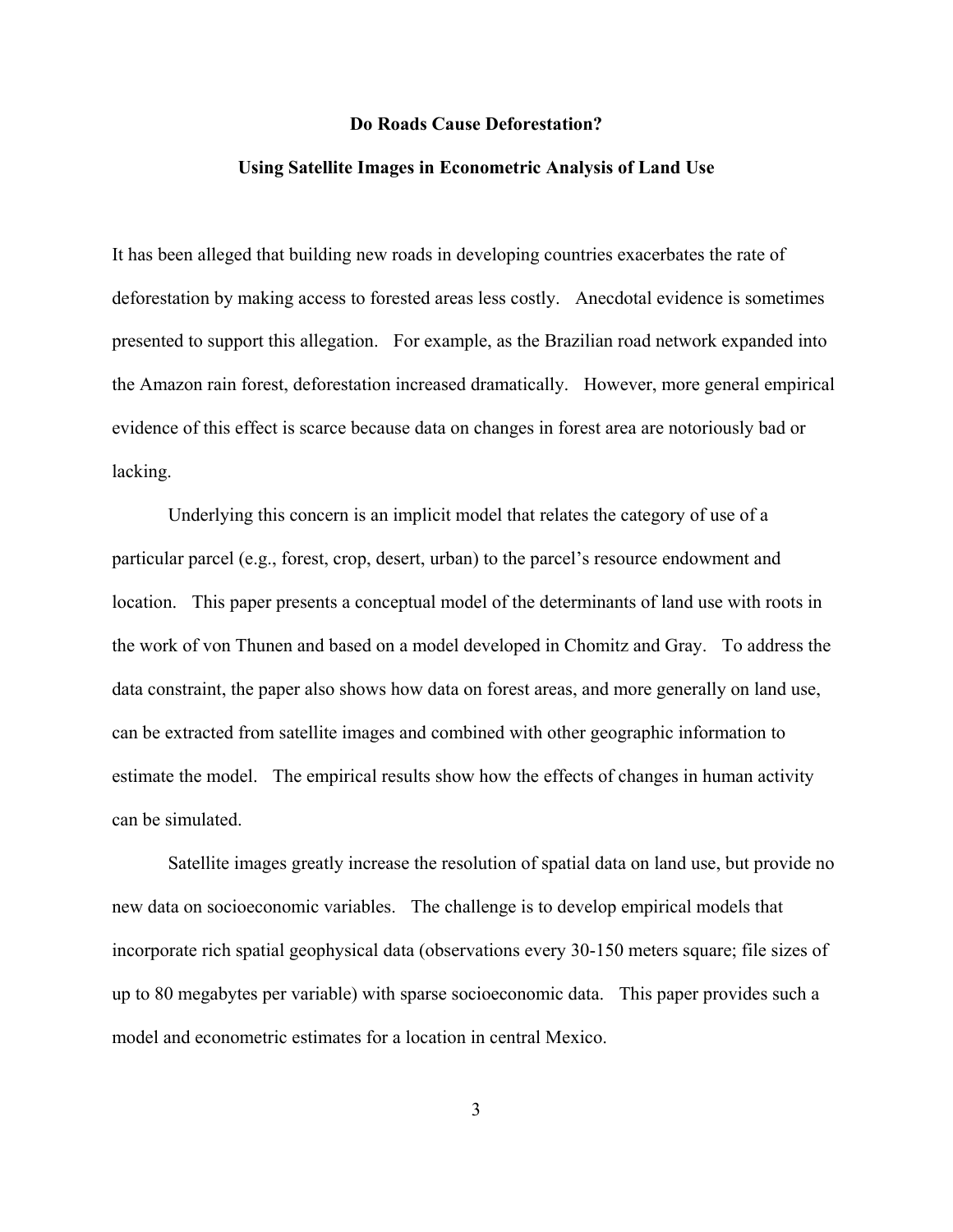# Do Roads Cause Deforestation?

## Using Satellite Images in Econometric Analysis of Land Use

It has been alleged that building new roads in developing countries exacerbates the rate of deforestation by making access to forested areas less costly. Anecdotal evidence is sometimes presented to support this allegation. For example, as the Brazilian road network expanded into the Amazon rain forest, deforestation increased dramatically. However, more general empirical evidence of this effect is scarce because data on changes in forest area are notoriously bad or lacking.

Underlying this concern is an implicit model that relates the category of use of a particular parcel (e.g., forest, crop, desert, urban) to the parcel's resource endowment and location. This paper presents a conceptual model of the determinants of land use with roots in the work of von Thunen and based on a model developed in Chomitz and Gray. To address the data constraint, the paper also shows how data on forest areas, and more generally on land use, can be extracted from satellite images and combined with other geographic information to estimate the model. The empirical results show how the effects of changes in human activity can be simulated.

Satellite images greatly increase the resolution of spatial data on land use, but provide no new data on socioeconomic variables. The challenge is to develop empirical models that incorporate rich spatial geophysical data (observations every 30-150 meters square; file sizes of up to 80 megabytes per variable) with sparse socioeconomic data. This paper provides such a model and econometric estimates for a location in central Mexico.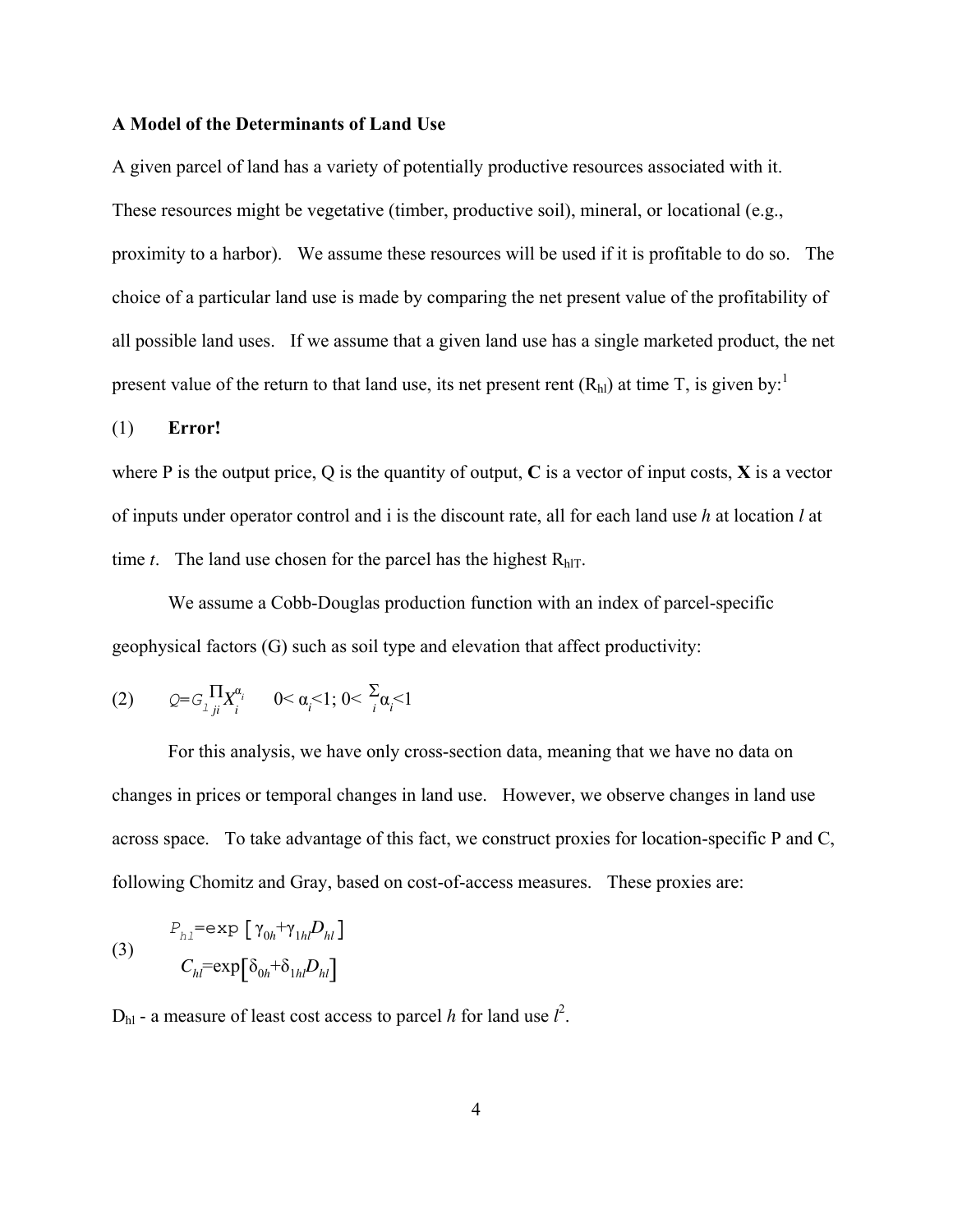**A Model of the Determinants of Land Use**

A given parcel of land has a variety of potentially productive resources associated with it. These resources might be vegetative (timber, productive soil), mineral, or locational (e.g., proximity to a harbor). We assume these resources will be used if it is profitable to do so. The choice of a particular land use is made by comparing the net present value of the profitability of all possible land uses. If we assume that a given land use has a single marketed product, the net present value of the return to that land use, its net present rent ($R_{hl}$) at time T, is given by:[1]

(1) **Error!**

where P is the output price, Q is the quantity of output, **C** is a vector of input costs, **X** is a vector of inputs under operator control and i is the discount rate, all for each land use *h* at location *l* at time *t*. The land use chosen for the parcel has the highest $R_{hlT}$.

We assume a Cobb-Douglas production function with an index of parcel-specific geophysical factors (G) such as soil type and elevation that affect productivity:

$$(2) \qquad Q = G_{l} \prod_{ji} X_{i}^{\alpha_i} \qquad 0 < \alpha_i < 1;\ 0 < \sum_i \alpha_i < 1$$

For this analysis, we have only cross-section data, meaning that we have no data on changes in prices or temporal changes in land use. However, we observe changes in land use across space. To take advantage of this fact, we construct proxies for location-specific P and C, following Chomitz and Gray, based on cost-of-access measures. These proxies are:

$$(3) \qquad \begin{aligned} P_{hl} &= \exp\left[\gamma_{0h} + \gamma_{1hl} D_{hl}\right] \\ C_{hl} &= \exp\left[\delta_{0h} + \delta_{1hl} D_{hl}\right] \end{aligned}$$

$D_{hl}$ - a measure of least cost access to parcel *h* for land use *l*[2].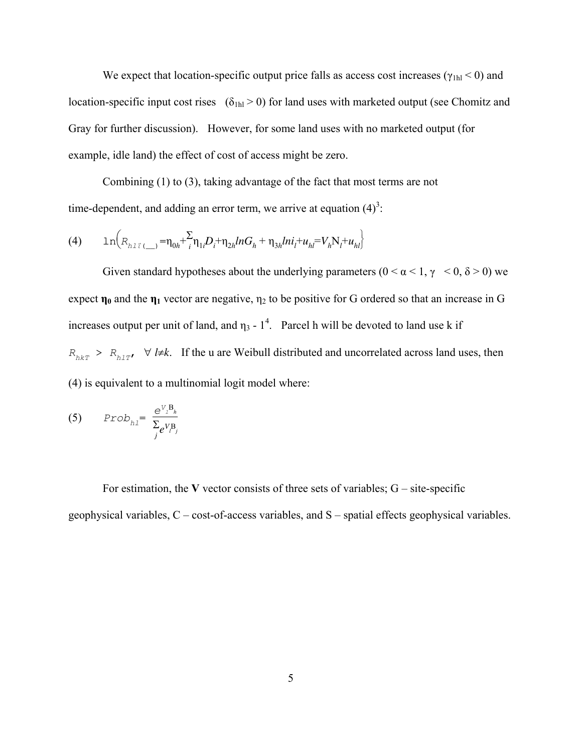We expect that location-specific output price falls as access cost increases ($\gamma_{1hl} < 0$) and location-specific input cost rises ($\delta_{1hl} > 0$) for land uses with marketed output (see Chomitz and Gray for further discussion). However, for some land uses with no marketed output (for example, idle land) the effect of cost of access might be zero.

Combining (1) to (3), taking advantage of the fact that most terms are not time-dependent, and adding an error term, we arrive at equation (4)[3]:

$$\text{(4)} \qquad \ln\left(R_{hlT(\_\_)} = \eta_{0h} + \sum_i \eta_{1i} D_i + \eta_{2h} \ln G_h + \eta_{3h} \ln i_l + u_{hl} = V_h N_l + u_{hl}\right\}$$

Given standard hypotheses about the underlying parameters ($0 < \alpha < 1$, $\gamma < 0$, $\delta > 0$) we expect $\boldsymbol{\eta_0}$ and the $\boldsymbol{\eta_1}$ vector are negative, $\eta_2$ to be positive for G ordered so that an increase in G increases output per unit of land, and $\eta_3$ - 1[4]. Parcel h will be devoted to land use k if $R_{hkT} > R_{hlT}$, $\forall\, l \neq k$. If the u are Weibull distributed and uncorrelated across land uses, then (4) is equivalent to a multinomial logit model where:

$$\text{(5)} \qquad Prob_{hl} = \frac{e^{V_l B_h}}{\sum_j e^{V_l B_j}}$$

For estimation, the **V** vector consists of three sets of variables; G – site-specific geophysical variables, C – cost-of-access variables, and S – spatial effects geophysical variables.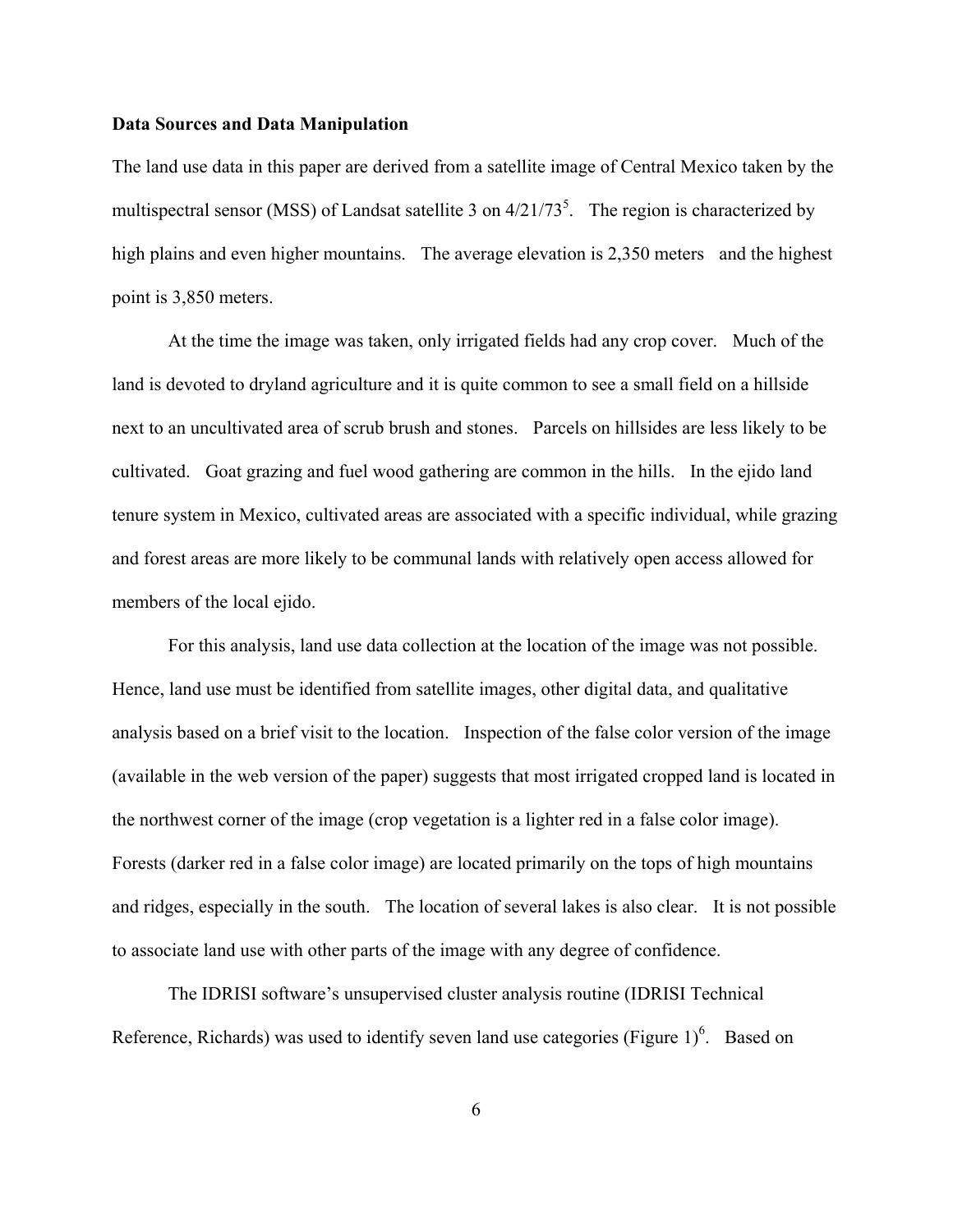**Data Sources and Data Manipulation**

The land use data in this paper are derived from a satellite image of Central Mexico taken by the multispectral sensor (MSS) of Landsat satellite 3 on 4/21/73[5]. The region is characterized by high plains and even higher mountains. The average elevation is 2,350 meters and the highest point is 3,850 meters.

At the time the image was taken, only irrigated fields had any crop cover. Much of the land is devoted to dryland agriculture and it is quite common to see a small field on a hillside next to an uncultivated area of scrub brush and stones. Parcels on hillsides are less likely to be cultivated. Goat grazing and fuel wood gathering are common in the hills. In the ejido land tenure system in Mexico, cultivated areas are associated with a specific individual, while grazing and forest areas are more likely to be communal lands with relatively open access allowed for members of the local ejido.

For this analysis, land use data collection at the location of the image was not possible. Hence, land use must be identified from satellite images, other digital data, and qualitative analysis based on a brief visit to the location. Inspection of the false color version of the image (available in the web version of the paper) suggests that most irrigated cropped land is located in the northwest corner of the image (crop vegetation is a lighter red in a false color image). Forests (darker red in a false color image) are located primarily on the tops of high mountains and ridges, especially in the south. The location of several lakes is also clear. It is not possible to associate land use with other parts of the image with any degree of confidence.

The IDRISI software's unsupervised cluster analysis routine (IDRISI Technical Reference, Richards) was used to identify seven land use categories (Figure 1)[6]. Based on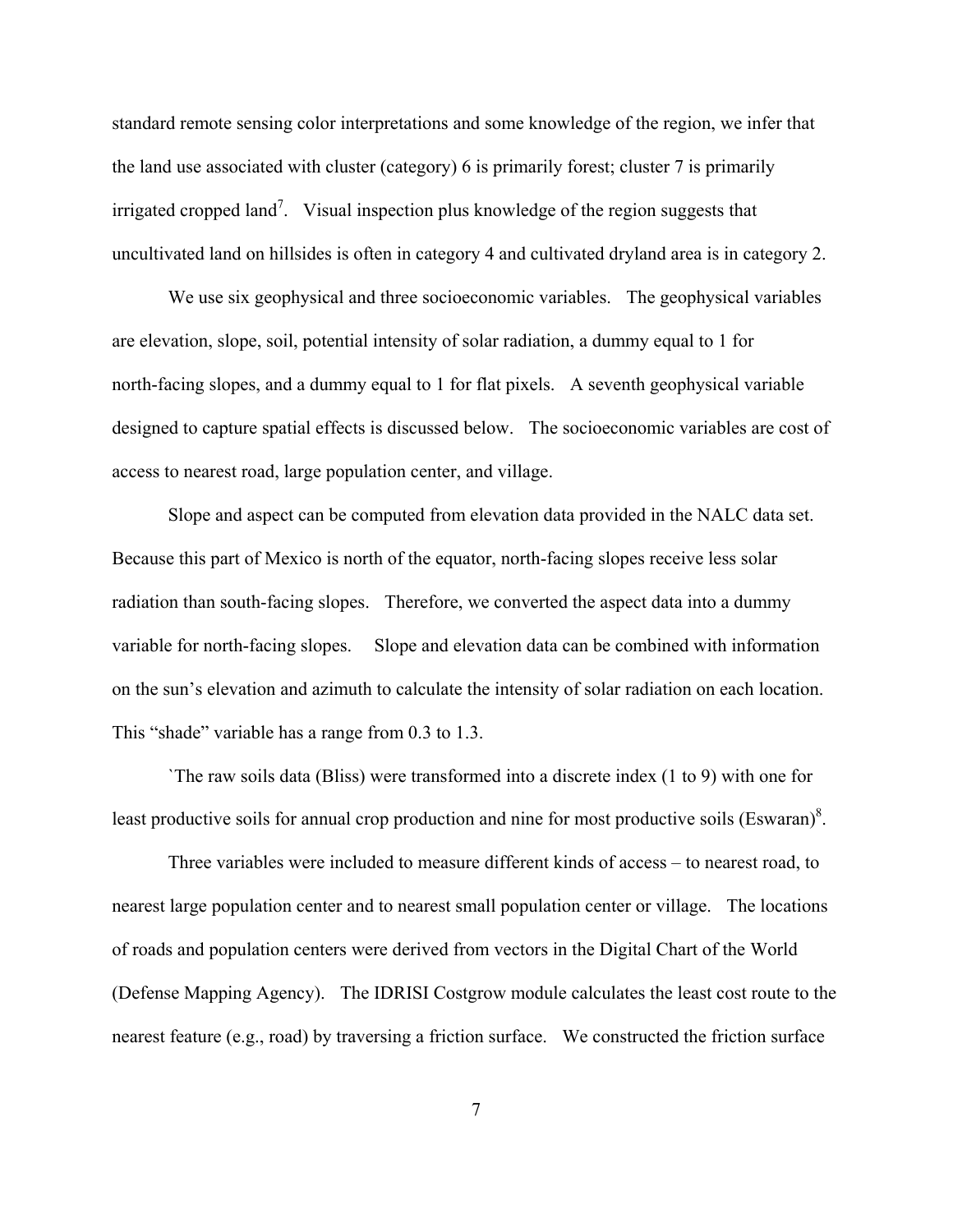standard remote sensing color interpretations and some knowledge of the region, we infer that the land use associated with cluster (category) 6 is primarily forest; cluster 7 is primarily irrigated cropped land[7]. Visual inspection plus knowledge of the region suggests that uncultivated land on hillsides is often in category 4 and cultivated dryland area is in category 2.

We use six geophysical and three socioeconomic variables. The geophysical variables are elevation, slope, soil, potential intensity of solar radiation, a dummy equal to 1 for north-facing slopes, and a dummy equal to 1 for flat pixels. A seventh geophysical variable designed to capture spatial effects is discussed below. The socioeconomic variables are cost of access to nearest road, large population center, and village.

Slope and aspect can be computed from elevation data provided in the NALC data set. Because this part of Mexico is north of the equator, north-facing slopes receive less solar radiation than south-facing slopes. Therefore, we converted the aspect data into a dummy variable for north-facing slopes. Slope and elevation data can be combined with information on the sun's elevation and azimuth to calculate the intensity of solar radiation on each location. This "shade" variable has a range from 0.3 to 1.3.

`The raw soils data (Bliss) were transformed into a discrete index (1 to 9) with one for least productive soils for annual crop production and nine for most productive soils (Eswaran)[8].

Three variables were included to measure different kinds of access – to nearest road, to nearest large population center and to nearest small population center or village. The locations of roads and population centers were derived from vectors in the Digital Chart of the World (Defense Mapping Agency). The IDRISI Costgrow module calculates the least cost route to the nearest feature (e.g., road) by traversing a friction surface. We constructed the friction surface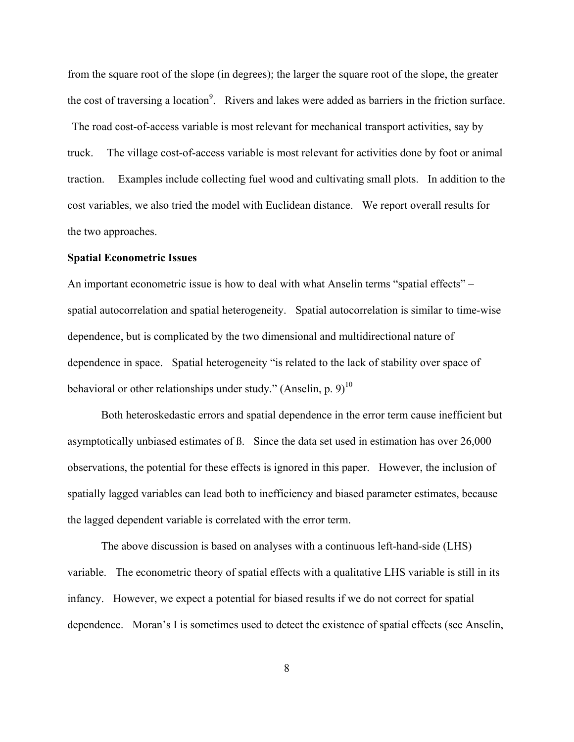from the square root of the slope (in degrees); the larger the square root of the slope, the greater the cost of traversing a location[9]. Rivers and lakes were added as barriers in the friction surface. The road cost-of-access variable is most relevant for mechanical transport activities, say by truck. The village cost-of-access variable is most relevant for activities done by foot or animal traction. Examples include collecting fuel wood and cultivating small plots. In addition to the cost variables, we also tried the model with Euclidean distance. We report overall results for the two approaches.

**Spatial Econometric Issues**

An important econometric issue is how to deal with what Anselin terms "spatial effects" – spatial autocorrelation and spatial heterogeneity. Spatial autocorrelation is similar to time-wise dependence, but is complicated by the two dimensional and multidirectional nature of dependence in space. Spatial heterogeneity "is related to the lack of stability over space of behavioral or other relationships under study." (Anselin, p. 9)[10]

Both heteroskedastic errors and spatial dependence in the error term cause inefficient but asymptotically unbiased estimates of ß. Since the data set used in estimation has over 26,000 observations, the potential for these effects is ignored in this paper. However, the inclusion of spatially lagged variables can lead both to inefficiency and biased parameter estimates, because the lagged dependent variable is correlated with the error term.

The above discussion is based on analyses with a continuous left-hand-side (LHS) variable. The econometric theory of spatial effects with a qualitative LHS variable is still in its infancy. However, we expect a potential for biased results if we do not correct for spatial dependence. Moran's I is sometimes used to detect the existence of spatial effects (see Anselin,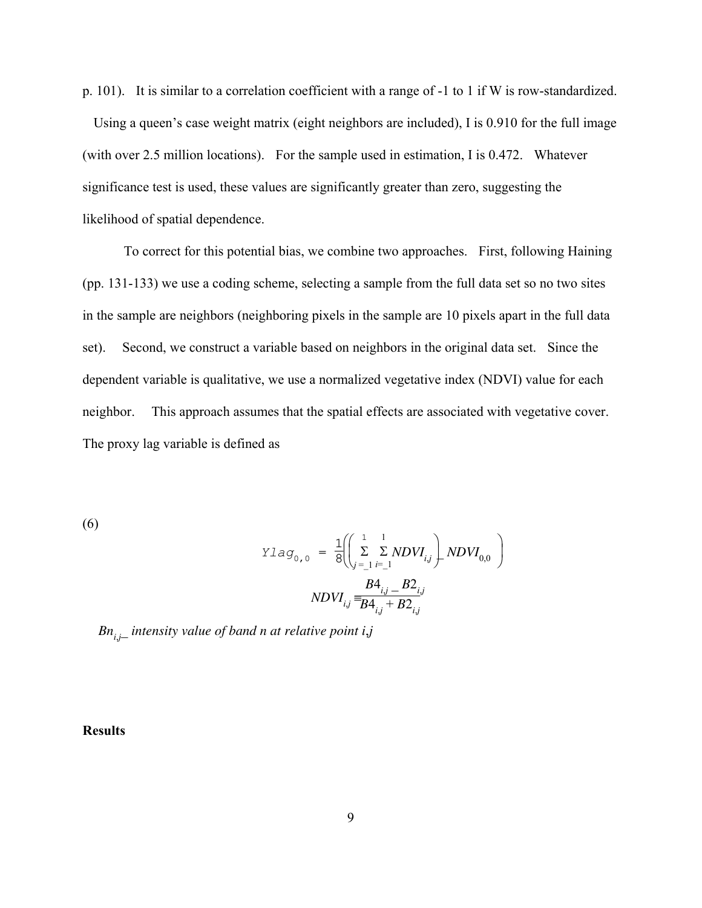p. 101). It is similar to a correlation coefficient with a range of -1 to 1 if W is row-standardized. Using a queen's case weight matrix (eight neighbors are included), I is 0.910 for the full image (with over 2.5 million locations). For the sample used in estimation, I is 0.472. Whatever significance test is used, these values are significantly greater than zero, suggesting the likelihood of spatial dependence.

To correct for this potential bias, we combine two approaches. First, following Haining (pp. 131-133) we use a coding scheme, selecting a sample from the full data set so no two sites in the sample are neighbors (neighboring pixels in the sample are 10 pixels apart in the full data set). Second, we construct a variable based on neighbors in the original data set. Since the dependent variable is qualitative, we use a normalized vegetative index (NDVI) value for each neighbor. This approach assumes that the spatial effects are associated with vegetative cover. The proxy lag variable is defined as

(6)

$$Ylag_{0,0} = \frac{1}{8}\left(\left(\sum_{j=-1}^{1}\sum_{i=-1}^{1} NDVI_{i,j}\right) - NDVI_{0,0}\right)$$

$$NDVI_{i,j} \equiv \frac{B4_{i,j} - B2_{i,j}}{B4_{i,j} + B2_{i,j}}$$

$Bn_{i,j}$ — *intensity value of band n at relative point i,j*

**Results**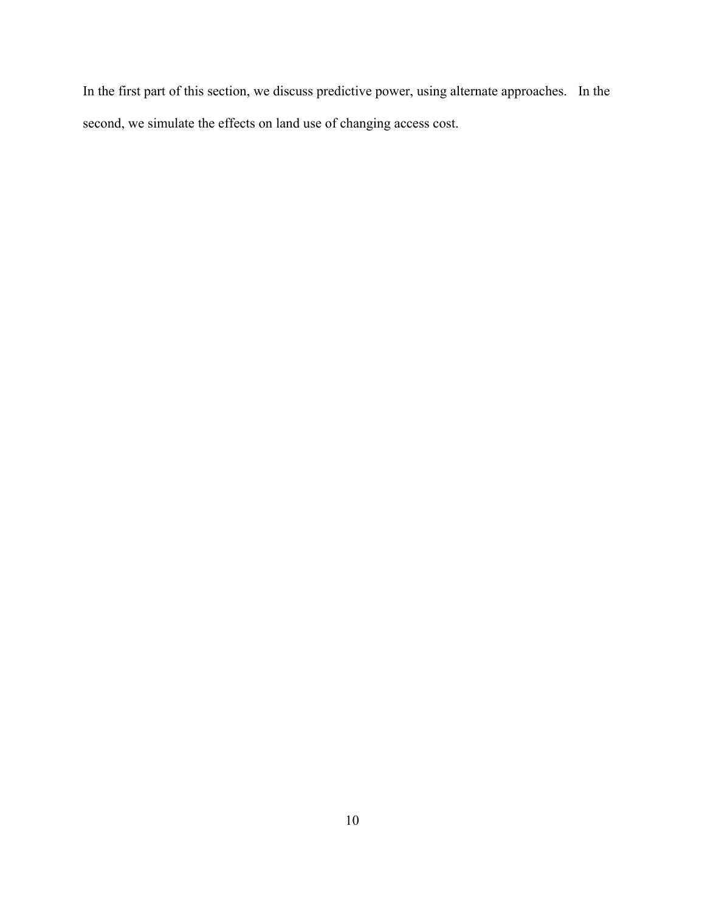In the first part of this section, we discuss predictive power, using alternate approaches. In the second, we simulate the effects on land use of changing access cost.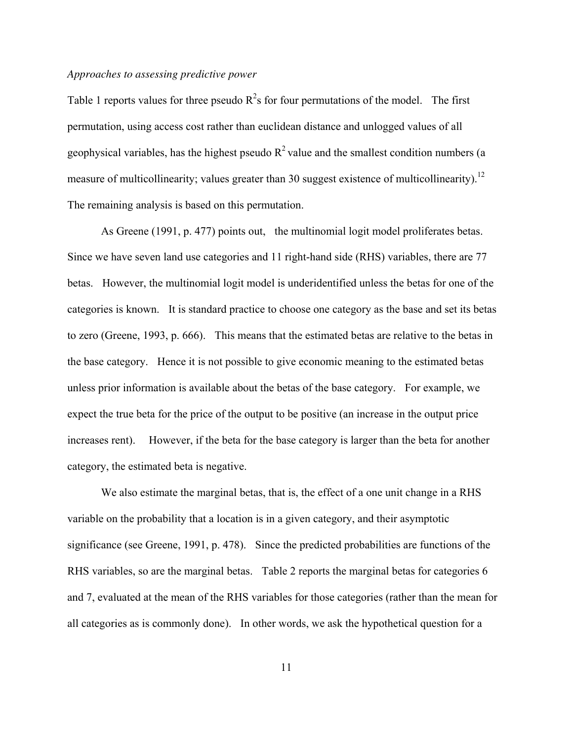*Approaches to assessing predictive power*

Table 1 reports values for three pseudo $R^2$s for four permutations of the model. The first permutation, using access cost rather than euclidean distance and unlogged values of all geophysical variables, has the highest pseudo $R^2$ value and the smallest condition numbers (a measure of multicollinearity; values greater than 30 suggest existence of multicollinearity).[12] The remaining analysis is based on this permutation.

As Greene (1991, p. 477) points out, the multinomial logit model proliferates betas. Since we have seven land use categories and 11 right-hand side (RHS) variables, there are 77 betas. However, the multinomial logit model is underidentified unless the betas for one of the categories is known. It is standard practice to choose one category as the base and set its betas to zero (Greene, 1993, p. 666). This means that the estimated betas are relative to the betas in the base category. Hence it is not possible to give economic meaning to the estimated betas unless prior information is available about the betas of the base category. For example, we expect the true beta for the price of the output to be positive (an increase in the output price increases rent). However, if the beta for the base category is larger than the beta for another category, the estimated beta is negative.

We also estimate the marginal betas, that is, the effect of a one unit change in a RHS variable on the probability that a location is in a given category, and their asymptotic significance (see Greene, 1991, p. 478). Since the predicted probabilities are functions of the RHS variables, so are the marginal betas. Table 2 reports the marginal betas for categories 6 and 7, evaluated at the mean of the RHS variables for those categories (rather than the mean for all categories as is commonly done). In other words, we ask the hypothetical question for a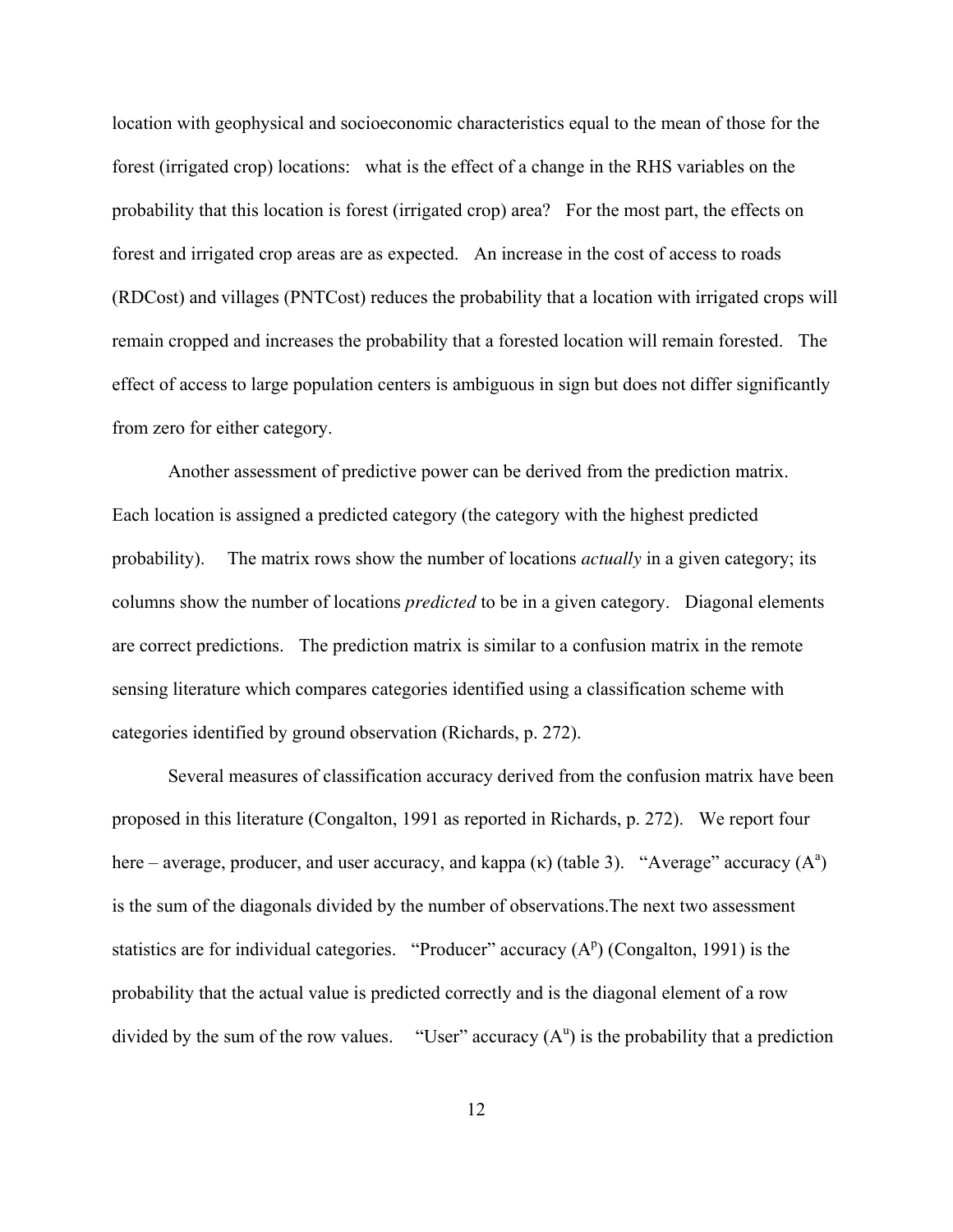location with geophysical and socioeconomic characteristics equal to the mean of those for the forest (irrigated crop) locations: what is the effect of a change in the RHS variables on the probability that this location is forest (irrigated crop) area? For the most part, the effects on forest and irrigated crop areas are as expected. An increase in the cost of access to roads (RDCost) and villages (PNTCost) reduces the probability that a location with irrigated crops will remain cropped and increases the probability that a forested location will remain forested. The effect of access to large population centers is ambiguous in sign but does not differ significantly from zero for either category.

Another assessment of predictive power can be derived from the prediction matrix. Each location is assigned a predicted category (the category with the highest predicted probability). The matrix rows show the number of locations *actually* in a given category; its columns show the number of locations *predicted* to be in a given category. Diagonal elements are correct predictions. The prediction matrix is similar to a confusion matrix in the remote sensing literature which compares categories identified using a classification scheme with categories identified by ground observation (Richards, p. 272).

Several measures of classification accuracy derived from the confusion matrix have been proposed in this literature (Congalton, 1991 as reported in Richards, p. 272). We report four here – average, producer, and user accuracy, and kappa (κ) (table 3). "Average" accuracy ($A^a$) is the sum of the diagonals divided by the number of observations.The next two assessment statistics are for individual categories. "Producer" accuracy ($A^p$) (Congalton, 1991) is the probability that the actual value is predicted correctly and is the diagonal element of a row divided by the sum of the row values. "User" accuracy ($A^u$) is the probability that a prediction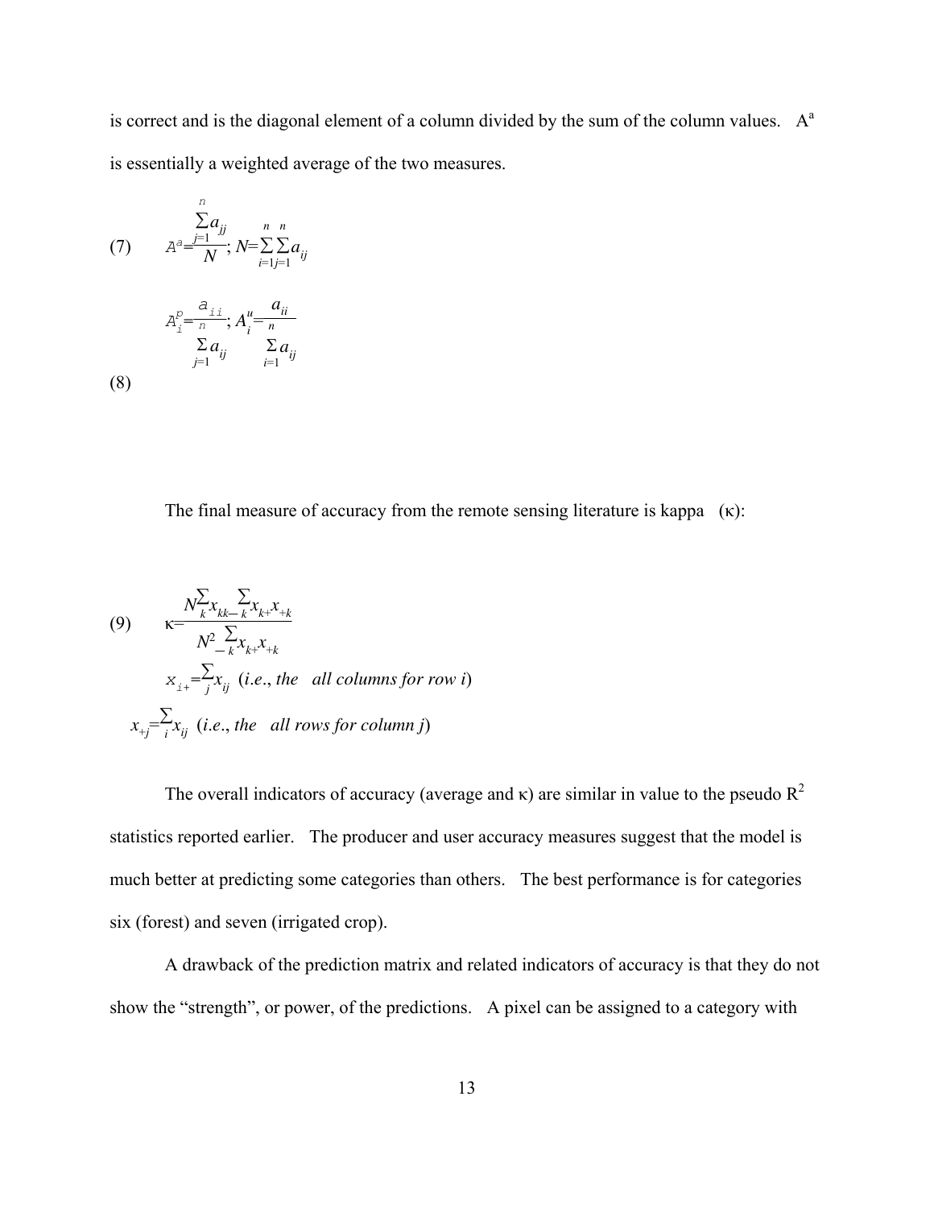is correct and is the diagonal element of a column divided by the sum of the column values. $A^a$ is essentially a weighted average of the two measures.

$$(7) \qquad A^a = \frac{\sum_{j=1}^{n} a_{jj}}{N}; \; N = \sum_{i=1}^{n} \sum_{j=1}^{n} a_{ij}$$

$$(8) \qquad A_i^p = \frac{a_{ii}}{\sum_{j=1}^{n} a_{ij}}; \; A_i^u = \frac{a_{ii}}{\sum_{i=1}^{n} a_{ij}}$$

The final measure of accuracy from the remote sensing literature is kappa (κ):

$$(9) \qquad \kappa = \frac{N \sum_k x_{kk} - \sum_k x_{k+} x_{+k}}{N^2 - \sum_k x_{k+} x_{+k}}$$

$$x_{i+} = \sum_j x_{ij} \;\; (\textit{i.e., the all columns for row } i)$$

$$x_{+j} = \sum_i x_{ij} \;\; (\textit{i.e., the all rows for column } j)$$

The overall indicators of accuracy (average and κ) are similar in value to the pseudo $R^2$ statistics reported earlier. The producer and user accuracy measures suggest that the model is much better at predicting some categories than others. The best performance is for categories six (forest) and seven (irrigated crop).

A drawback of the prediction matrix and related indicators of accuracy is that they do not show the "strength", or power, of the predictions. A pixel can be assigned to a category with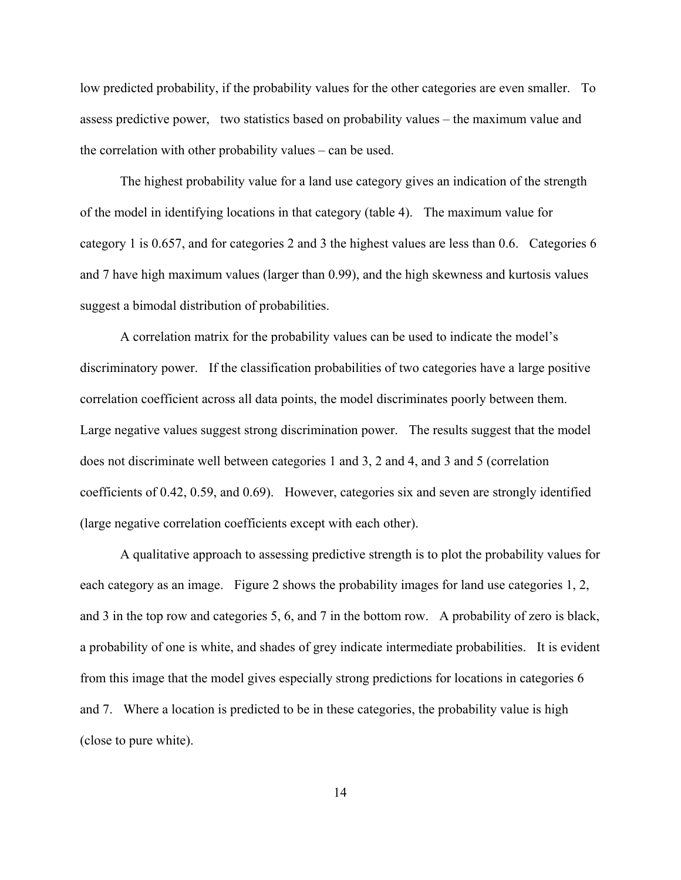low predicted probability, if the probability values for the other categories are even smaller. To assess predictive power, two statistics based on probability values – the maximum value and the correlation with other probability values – can be used.

The highest probability value for a land use category gives an indication of the strength of the model in identifying locations in that category (table 4). The maximum value for category 1 is 0.657, and for categories 2 and 3 the highest values are less than 0.6. Categories 6 and 7 have high maximum values (larger than 0.99), and the high skewness and kurtosis values suggest a bimodal distribution of probabilities.

A correlation matrix for the probability values can be used to indicate the model's discriminatory power. If the classification probabilities of two categories have a large positive correlation coefficient across all data points, the model discriminates poorly between them. Large negative values suggest strong discrimination power. The results suggest that the model does not discriminate well between categories 1 and 3, 2 and 4, and 3 and 5 (correlation coefficients of 0.42, 0.59, and 0.69). However, categories six and seven are strongly identified (large negative correlation coefficients except with each other).

A qualitative approach to assessing predictive strength is to plot the probability values for each category as an image. Figure 2 shows the probability images for land use categories 1, 2, and 3 in the top row and categories 5, 6, and 7 in the bottom row. A probability of zero is black, a probability of one is white, and shades of grey indicate intermediate probabilities. It is evident from this image that the model gives especially strong predictions for locations in categories 6 and 7. Where a location is predicted to be in these categories, the probability value is high (close to pure white).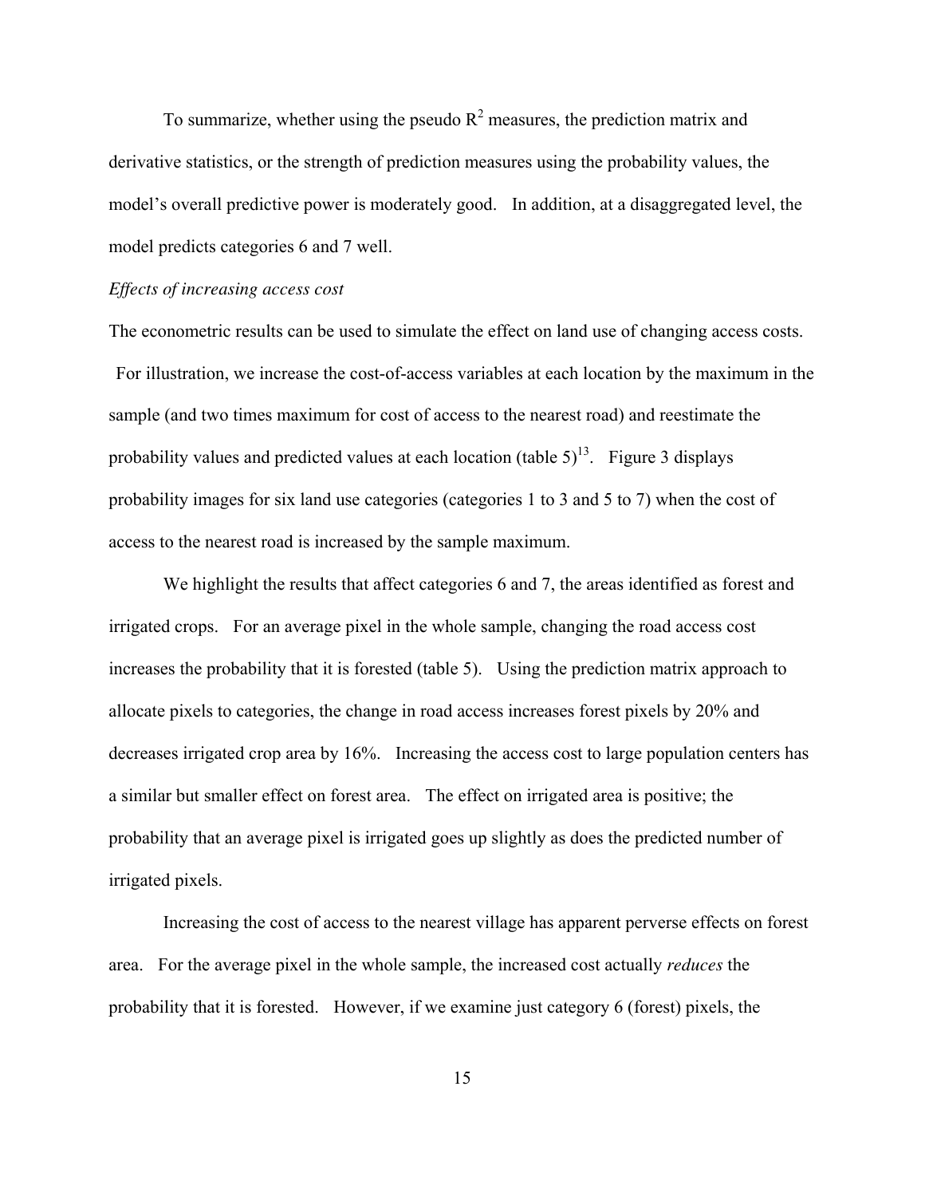To summarize, whether using the pseudo $R^2$ measures, the prediction matrix and derivative statistics, or the strength of prediction measures using the probability values, the model's overall predictive power is moderately good. In addition, at a disaggregated level, the model predicts categories 6 and 7 well.

*Effects of increasing access cost*

The econometric results can be used to simulate the effect on land use of changing access costs. For illustration, we increase the cost-of-access variables at each location by the maximum in the sample (and two times maximum for cost of access to the nearest road) and reestimate the probability values and predicted values at each location (table 5)[13]. Figure 3 displays probability images for six land use categories (categories 1 to 3 and 5 to 7) when the cost of access to the nearest road is increased by the sample maximum.

We highlight the results that affect categories 6 and 7, the areas identified as forest and irrigated crops. For an average pixel in the whole sample, changing the road access cost increases the probability that it is forested (table 5). Using the prediction matrix approach to allocate pixels to categories, the change in road access increases forest pixels by 20% and decreases irrigated crop area by 16%. Increasing the access cost to large population centers has a similar but smaller effect on forest area. The effect on irrigated area is positive; the probability that an average pixel is irrigated goes up slightly as does the predicted number of irrigated pixels.

Increasing the cost of access to the nearest village has apparent perverse effects on forest area. For the average pixel in the whole sample, the increased cost actually *reduces* the probability that it is forested. However, if we examine just category 6 (forest) pixels, the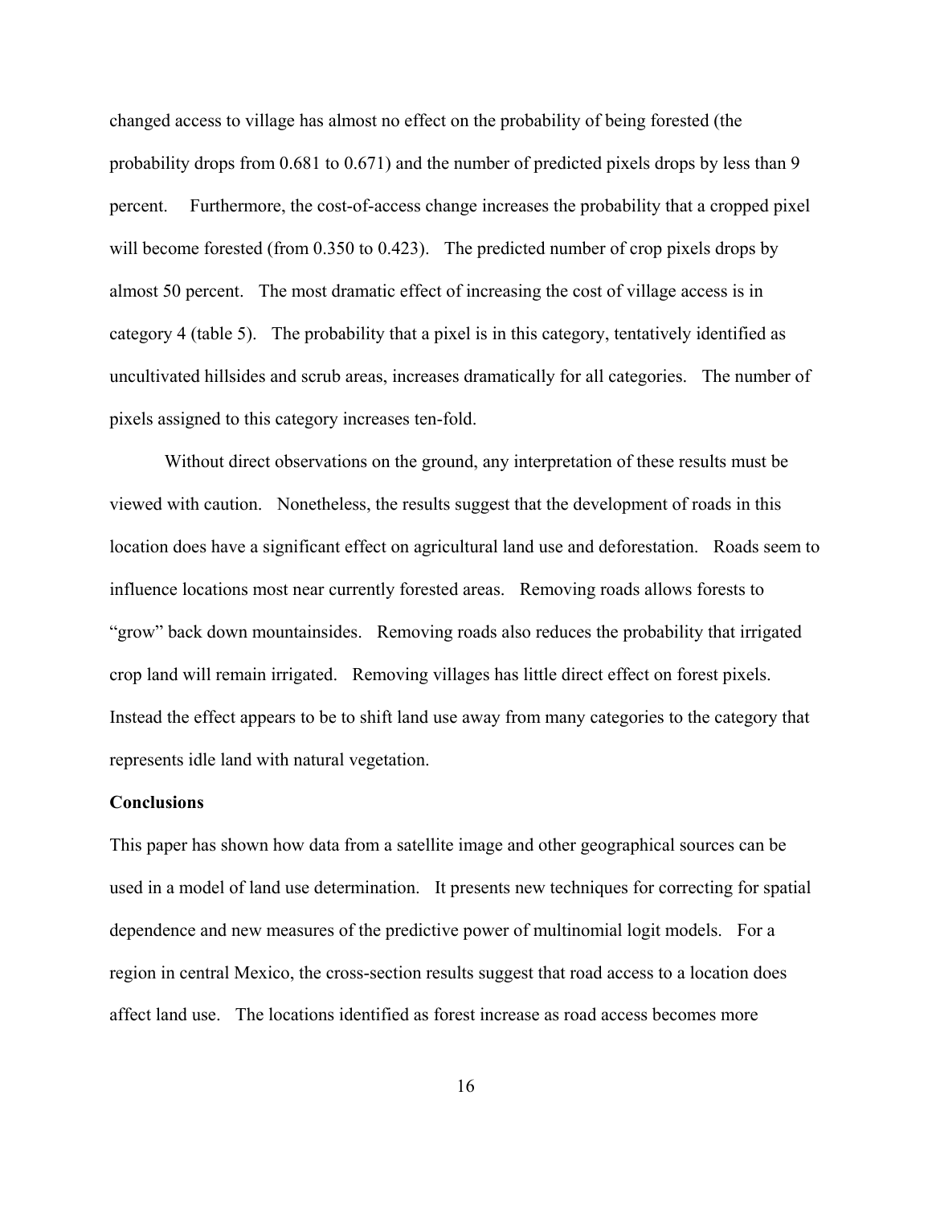changed access to village has almost no effect on the probability of being forested (the probability drops from 0.681 to 0.671) and the number of predicted pixels drops by less than 9 percent. Furthermore, the cost-of-access change increases the probability that a cropped pixel will become forested (from 0.350 to 0.423). The predicted number of crop pixels drops by almost 50 percent. The most dramatic effect of increasing the cost of village access is in category 4 (table 5). The probability that a pixel is in this category, tentatively identified as uncultivated hillsides and scrub areas, increases dramatically for all categories. The number of pixels assigned to this category increases ten-fold.

Without direct observations on the ground, any interpretation of these results must be viewed with caution. Nonetheless, the results suggest that the development of roads in this location does have a significant effect on agricultural land use and deforestation. Roads seem to influence locations most near currently forested areas. Removing roads allows forests to "grow" back down mountainsides. Removing roads also reduces the probability that irrigated crop land will remain irrigated. Removing villages has little direct effect on forest pixels. Instead the effect appears to be to shift land use away from many categories to the category that represents idle land with natural vegetation.

**Conclusions**

This paper has shown how data from a satellite image and other geographical sources can be used in a model of land use determination. It presents new techniques for correcting for spatial dependence and new measures of the predictive power of multinomial logit models. For a region in central Mexico, the cross-section results suggest that road access to a location does affect land use. The locations identified as forest increase as road access becomes more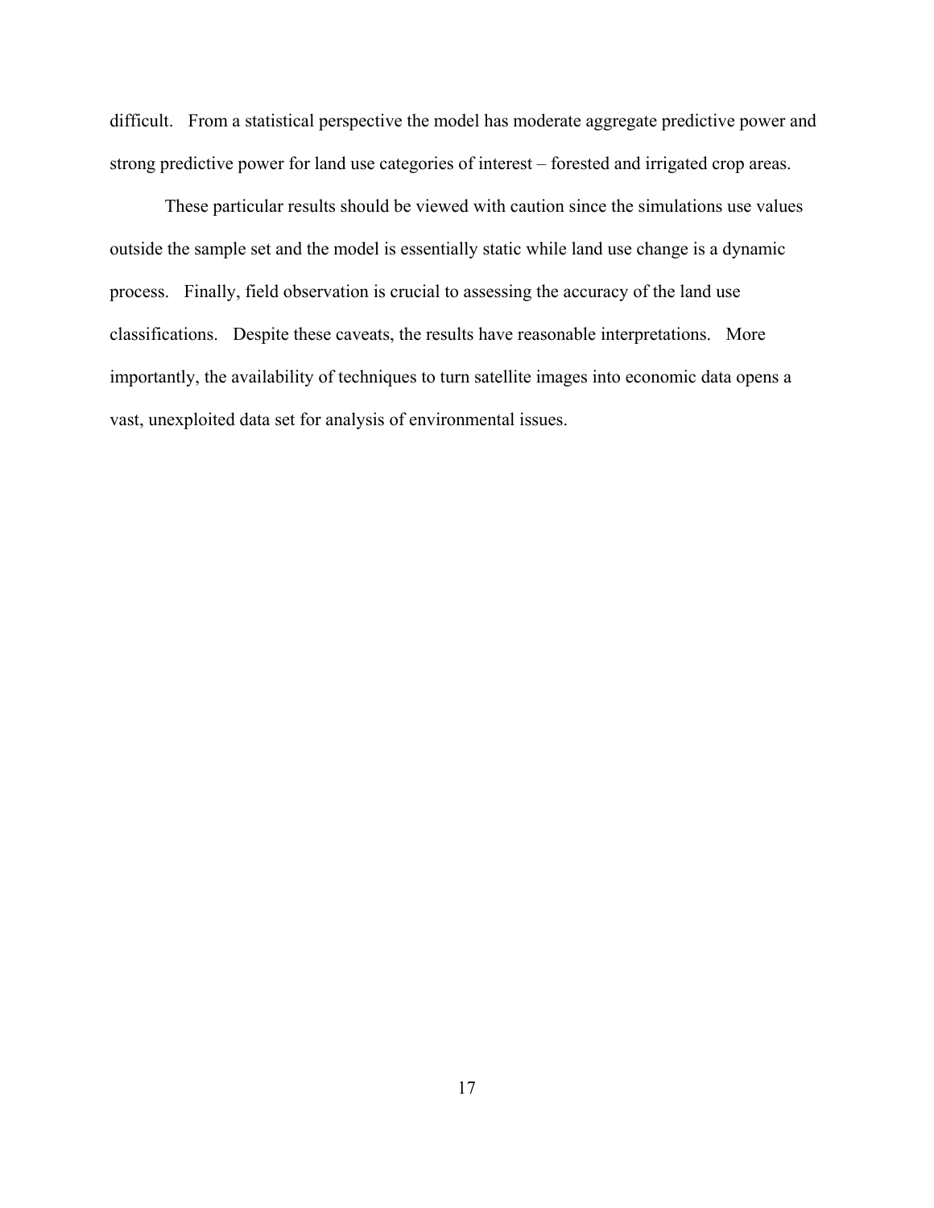difficult. From a statistical perspective the model has moderate aggregate predictive power and strong predictive power for land use categories of interest – forested and irrigated crop areas.

These particular results should be viewed with caution since the simulations use values outside the sample set and the model is essentially static while land use change is a dynamic process. Finally, field observation is crucial to assessing the accuracy of the land use classifications. Despite these caveats, the results have reasonable interpretations. More importantly, the availability of techniques to turn satellite images into economic data opens a vast, unexploited data set for analysis of environmental issues.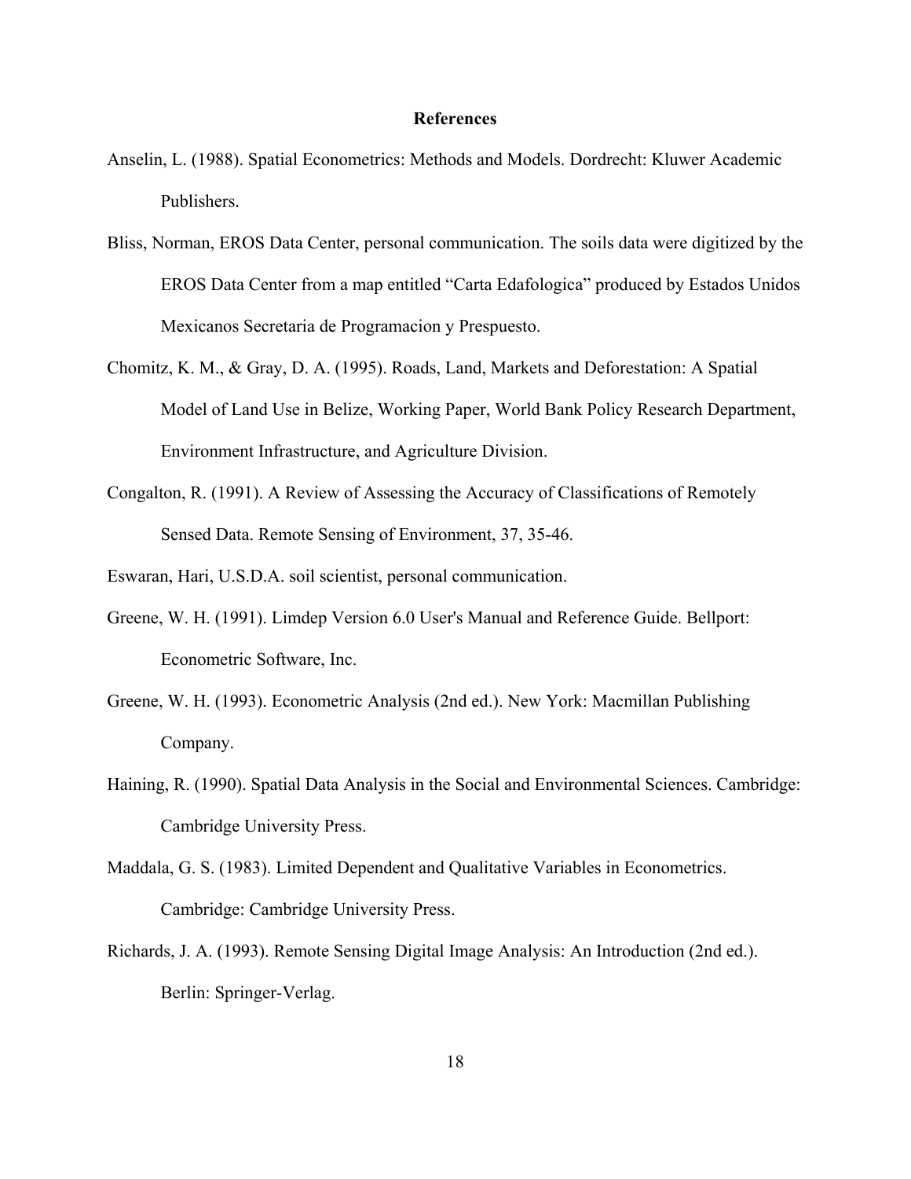## References

Anselin, L. (1988). Spatial Econometrics: Methods and Models. Dordrecht: Kluwer Academic Publishers.

Bliss, Norman, EROS Data Center, personal communication. The soils data were digitized by the EROS Data Center from a map entitled "Carta Edafologica" produced by Estados Unidos Mexicanos Secretaria de Programacion y Prespuesto.

Chomitz, K. M., & Gray, D. A. (1995). Roads, Land, Markets and Deforestation: A Spatial Model of Land Use in Belize, Working Paper, World Bank Policy Research Department, Environment Infrastructure, and Agriculture Division.

Congalton, R. (1991). A Review of Assessing the Accuracy of Classifications of Remotely Sensed Data. Remote Sensing of Environment, 37, 35-46.

Eswaran, Hari, U.S.D.A. soil scientist, personal communication.

Greene, W. H. (1991). Limdep Version 6.0 User's Manual and Reference Guide. Bellport: Econometric Software, Inc.

Greene, W. H. (1993). Econometric Analysis (2nd ed.). New York: Macmillan Publishing Company.

Haining, R. (1990). Spatial Data Analysis in the Social and Environmental Sciences. Cambridge: Cambridge University Press.

Maddala, G. S. (1983). Limited Dependent and Qualitative Variables in Econometrics. Cambridge: Cambridge University Press.

Richards, J. A. (1993). Remote Sensing Digital Image Analysis: An Introduction (2nd ed.). Berlin: Springer-Verlag.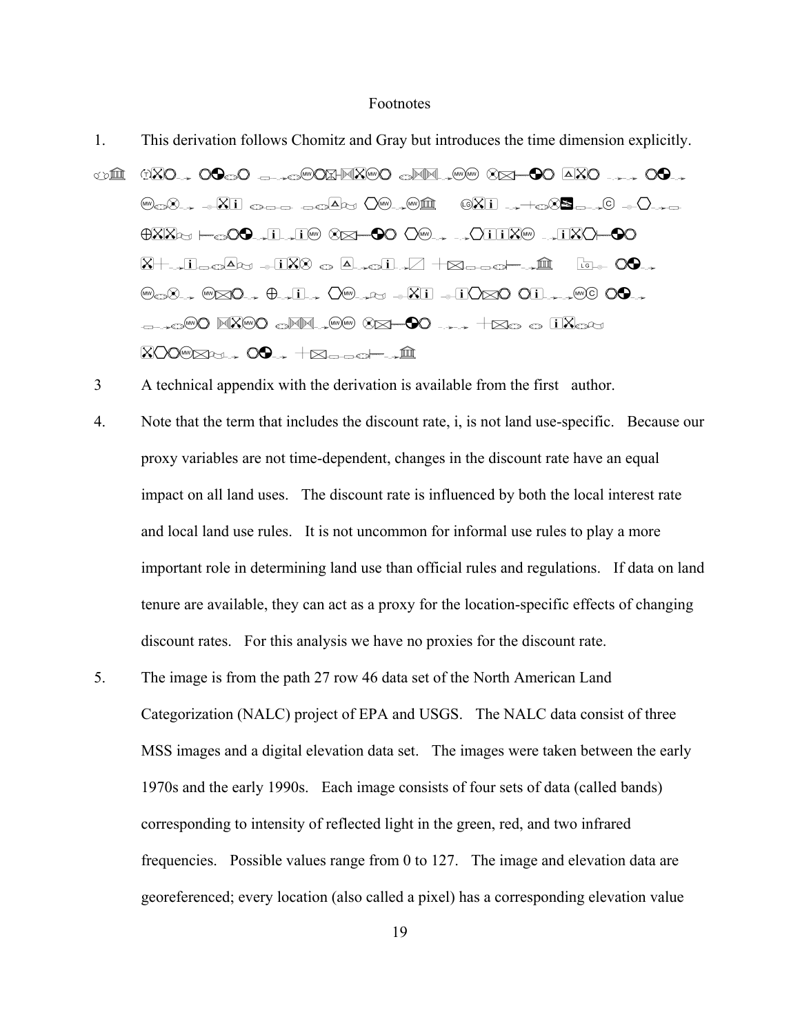Footnotes

1. This derivation follows Chomitz and Gray but introduces the time dimension explicitly.

3 A technical appendix with the derivation is available from the first author.

4. Note that the term that includes the discount rate, i, is not land use-specific. Because our proxy variables are not time-dependent, changes in the discount rate have an equal impact on all land uses. The discount rate is influenced by both the local interest rate and local land use rules. It is not uncommon for informal use rules to play a more important role in determining land use than official rules and regulations. If data on land tenure are available, they can act as a proxy for the location-specific effects of changing discount rates. For this analysis we have no proxies for the discount rate.

5. The image is from the path 27 row 46 data set of the North American Land Categorization (NALC) project of EPA and USGS. The NALC data consist of three MSS images and a digital elevation data set. The images were taken between the early 1970s and the early 1990s. Each image consists of four sets of data (called bands) corresponding to intensity of reflected light in the green, red, and two infrared frequencies. Possible values range from 0 to 127. The image and elevation data are georeferenced; every location (also called a pixel) has a corresponding elevation value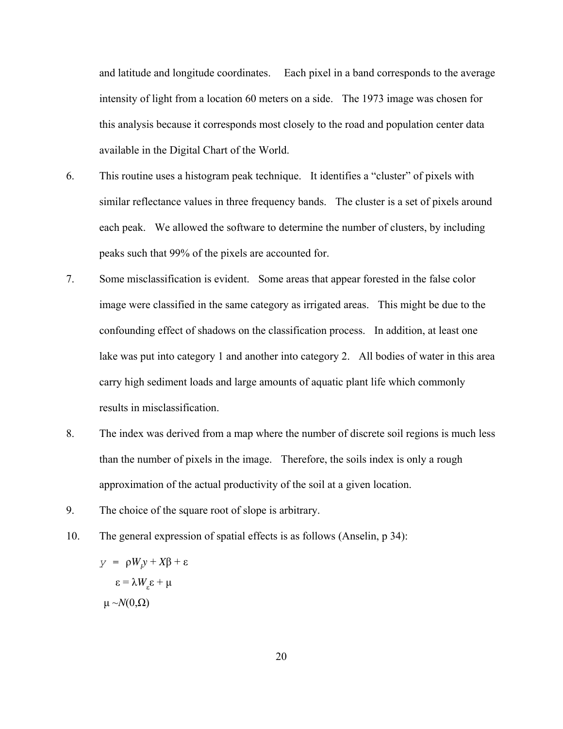and latitude and longitude coordinates. Each pixel in a band corresponds to the average intensity of light from a location 60 meters on a side. The 1973 image was chosen for this analysis because it corresponds most closely to the road and population center data available in the Digital Chart of the World.

6. This routine uses a histogram peak technique. It identifies a "cluster" of pixels with similar reflectance values in three frequency bands. The cluster is a set of pixels around each peak. We allowed the software to determine the number of clusters, by including peaks such that 99% of the pixels are accounted for.

7. Some misclassification is evident. Some areas that appear forested in the false color image were classified in the same category as irrigated areas. This might be due to the confounding effect of shadows on the classification process. In addition, at least one lake was put into category 1 and another into category 2. All bodies of water in this area carry high sediment loads and large amounts of aquatic plant life which commonly results in misclassification.

8. The index was derived from a map where the number of discrete soil regions is much less than the number of pixels in the image. Therefore, the soils index is only a rough approximation of the actual productivity of the soil at a given location.

9. The choice of the square root of slope is arbitrary.

10. The general expression of spatial effects is as follows (Anselin, p 34):

$$y = \rho W_{\rho} y + X\beta + \varepsilon$$

$$\varepsilon = \lambda W_{\varepsilon} \varepsilon + \mu$$

$$\mu \sim N(0,\Omega)$$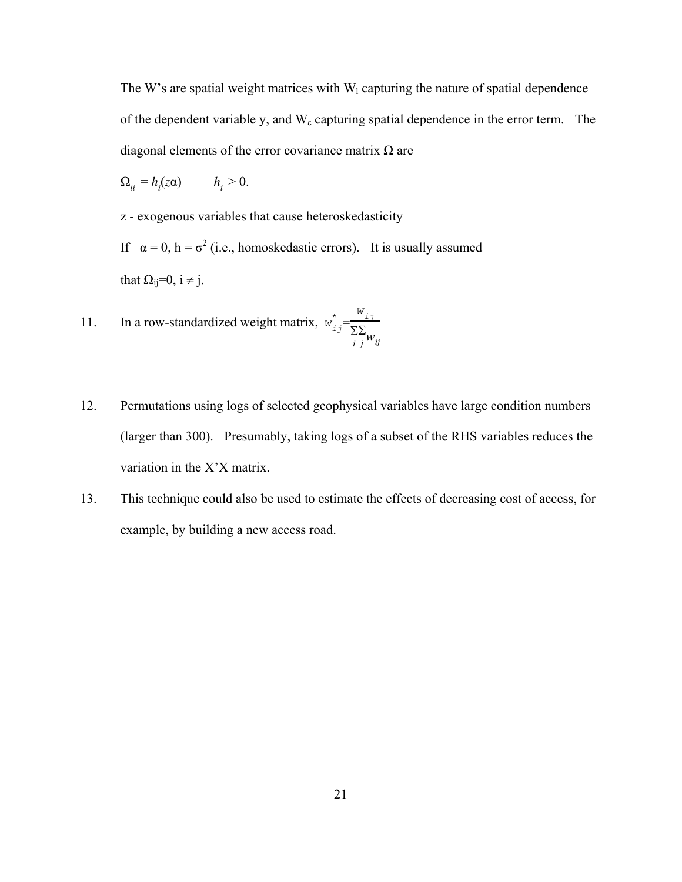The W's are spatial weight matrices with $W_l$ capturing the nature of spatial dependence of the dependent variable y, and $W_\varepsilon$ capturing spatial dependence in the error term. The diagonal elements of the error covariance matrix Ω are

$\Omega_{ii} = h_i(z\alpha) \qquad h_i > 0.$

z - exogenous variables that cause heteroskedasticity

If $\alpha = 0$, $h = \sigma^2$ (i.e., homoskedastic errors). It is usually assumed that $\Omega_{ij}=0$, $i \neq j$.

11. In a row-standardized weight matrix, $w^*_{ij} = \frac{w_{ij}}{\sum_i \sum_j w_{ij}}$

12. Permutations using logs of selected geophysical variables have large condition numbers (larger than 300). Presumably, taking logs of a subset of the RHS variables reduces the variation in the X'X matrix.

13. This technique could also be used to estimate the effects of decreasing cost of access, for example, by building a new access road.